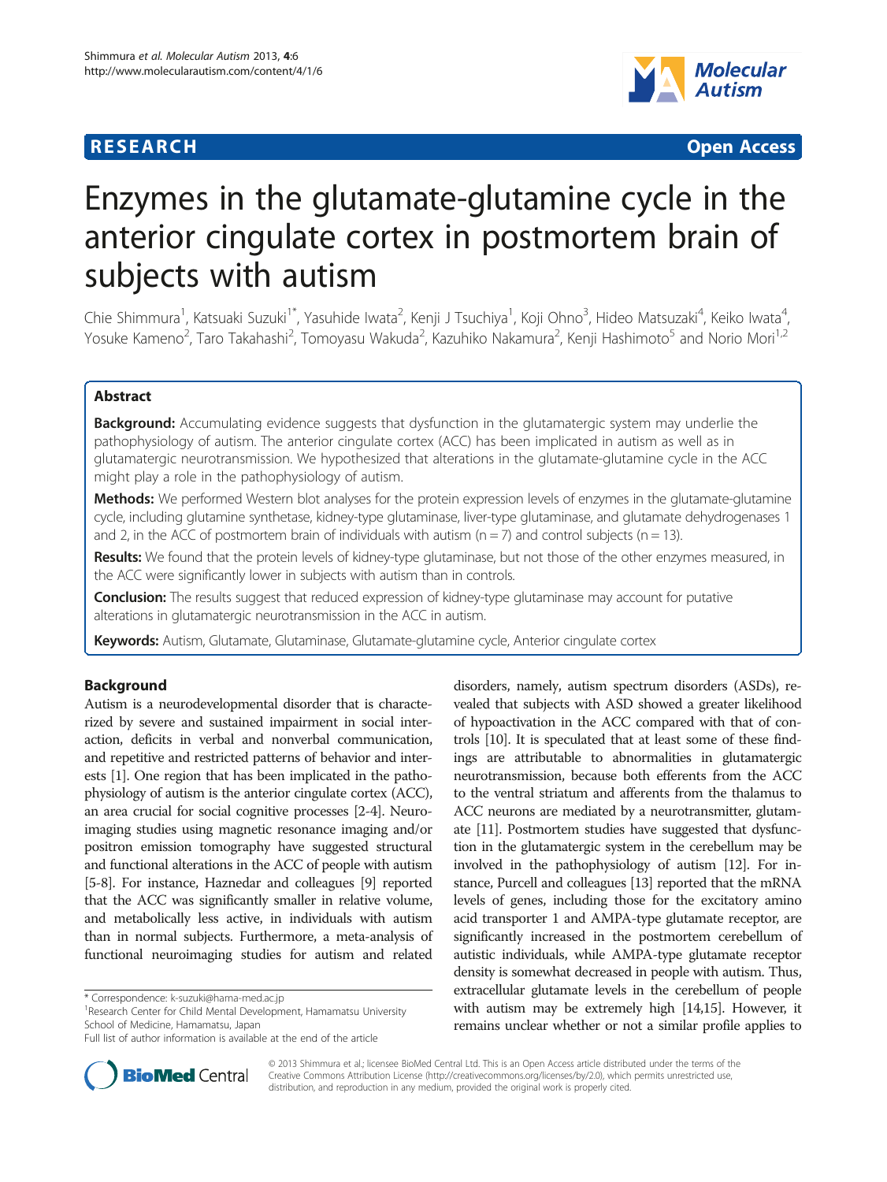RESEARCH Open Access

# Enzymes in the glutamate-glutamine cycle in the anterior cingulate cortex in postmortem brain of subjects with autism

Chie Shimmura[1], Katsuaki Suzuki[1*], Yasuhide Iwata[2], Kenji J Tsuchiya[1], Koji Ohno[3], Hideo Matsuzaki[4], Keiko Iwata[4], Yosuke Kameno[2], Taro Takahashi[2], Tomoyasu Wakuda[2], Kazuhiko Nakamura[2], Kenji Hashimoto[5] and Norio Mori[1,2]

## Abstract

**Background:** Accumulating evidence suggests that dysfunction in the glutamatergic system may underlie the pathophysiology of autism. The anterior cingulate cortex (ACC) has been implicated in autism as well as in glutamatergic neurotransmission. We hypothesized that alterations in the glutamate-glutamine cycle in the ACC might play a role in the pathophysiology of autism.

**Methods:** We performed Western blot analyses for the protein expression levels of enzymes in the glutamate-glutamine cycle, including glutamine synthetase, kidney-type glutaminase, liver-type glutaminase, and glutamate dehydrogenases 1 and 2, in the ACC of postmortem brain of individuals with autism (n = 7) and control subjects (n = 13).

**Results:** We found that the protein levels of kidney-type glutaminase, but not those of the other enzymes measured, in the ACC were significantly lower in subjects with autism than in controls.

**Conclusion:** The results suggest that reduced expression of kidney-type glutaminase may account for putative alterations in glutamatergic neurotransmission in the ACC in autism.

**Keywords:** Autism, Glutamate, Glutaminase, Glutamate-glutamine cycle, Anterior cingulate cortex

## Background

Autism is a neurodevelopmental disorder that is characterized by severe and sustained impairment in social interaction, deficits in verbal and nonverbal communication, and repetitive and restricted patterns of behavior and interests [1]. One region that has been implicated in the pathophysiology of autism is the anterior cingulate cortex (ACC), an area crucial for social cognitive processes [2-4]. Neuroimaging studies using magnetic resonance imaging and/or positron emission tomography have suggested structural and functional alterations in the ACC of people with autism [5-8]. For instance, Haznedar and colleagues [9] reported that the ACC was significantly smaller in relative volume, and metabolically less active, in individuals with autism than in normal subjects. Furthermore, a meta-analysis of functional neuroimaging studies for autism and related disorders, namely, autism spectrum disorders (ASDs), revealed that subjects with ASD showed a greater likelihood of hypoactivation in the ACC compared with that of controls [10]. It is speculated that at least some of these findings are attributable to abnormalities in glutamatergic neurotransmission, because both efferents from the ACC to the ventral striatum and afferents from the thalamus to ACC neurons are mediated by a neurotransmitter, glutamate [11]. Postmortem studies have suggested that dysfunction in the glutamatergic system in the cerebellum may be involved in the pathophysiology of autism [12]. For instance, Purcell and colleagues [13] reported that the mRNA levels of genes, including those for the excitatory amino acid transporter 1 and AMPA-type glutamate receptor, are significantly increased in the postmortem cerebellum of autistic individuals, while AMPA-type glutamate receptor density is somewhat decreased in people with autism. Thus, extracellular glutamate levels in the cerebellum of people with autism may be extremely high [14,15]. However, it remains unclear whether or not a similar profile applies to

\* Correspondence: k-suzuki@hama-med.ac.jp
[1]Research Center for Child Mental Development, Hamamatsu University School of Medicine, Hamamatsu, Japan
Full list of author information is available at the end of the article

© 2013 Shimmura et al.; licensee BioMed Central Ltd. This is an Open Access article distributed under the terms of the Creative Commons Attribution License (http://creativecommons.org/licenses/by/2.0), which permits unrestricted use, distribution, and reproduction in any medium, provided the original work is properly cited.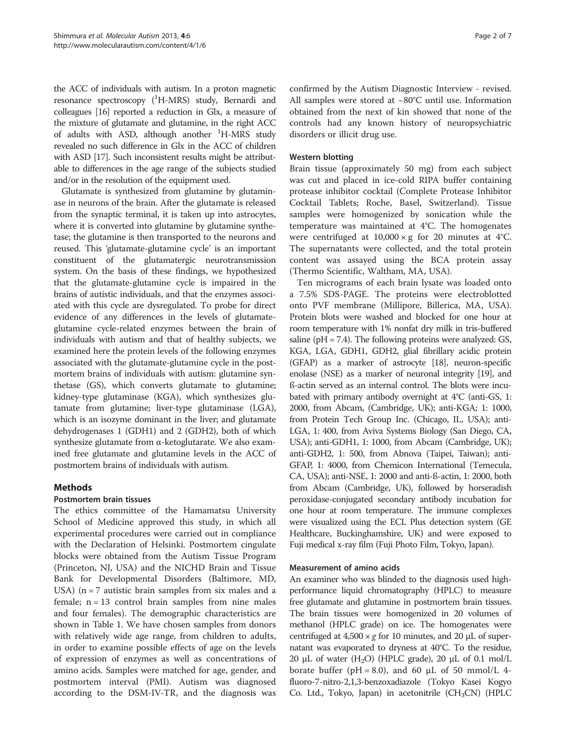the ACC of individuals with autism. In a proton magnetic resonance spectroscopy ($^1$H-MRS) study, Bernardi and colleagues [16] reported a reduction in Glx, a measure of the mixture of glutamate and glutamine, in the right ACC of adults with ASD, although another $^1$H-MRS study revealed no such difference in Glx in the ACC of children with ASD [17]. Such inconsistent results might be attributable to differences in the age range of the subjects studied and/or in the resolution of the equipment used.

Glutamate is synthesized from glutamine by glutaminase in neurons of the brain. After the glutamate is released from the synaptic terminal, it is taken up into astrocytes, where it is converted into glutamine by glutamine synthetase; the glutamine is then transported to the neurons and reused. This 'glutamate-glutamine cycle' is an important constituent of the glutamatergic neurotransmission system. On the basis of these findings, we hypothesized that the glutamate-glutamine cycle is impaired in the brains of autistic individuals, and that the enzymes associated with this cycle are dysregulated. To probe for direct evidence of any differences in the levels of glutamate-glutamine cycle-related enzymes between the brain of individuals with autism and that of healthy subjects, we examined here the protein levels of the following enzymes associated with the glutamate-glutamine cycle in the postmortem brains of individuals with autism: glutamine synthetase (GS), which converts glutamate to glutamine; kidney-type glutaminase (KGA), which synthesizes glutamate from glutamine; liver-type glutaminase (LGA), which is an isozyme dominant in the liver; and glutamate dehydrogenases 1 (GDH1) and 2 (GDH2), both of which synthesize glutamate from α-ketoglutarate. We also examined free glutamate and glutamine levels in the ACC of postmortem brains of individuals with autism.

## Methods

### Postmortem brain tissues

The ethics committee of the Hamamatsu University School of Medicine approved this study, in which all experimental procedures were carried out in compliance with the Declaration of Helsinki. Postmortem cingulate blocks were obtained from the Autism Tissue Program (Princeton, NJ, USA) and the NICHD Brain and Tissue Bank for Developmental Disorders (Baltimore, MD, USA) (n = 7 autistic brain samples from six males and a female; n = 13 control brain samples from nine males and four females). The demographic characteristics are shown in Table 1. We have chosen samples from donors with relatively wide age range, from children to adults, in order to examine possible effects of age on the levels of expression of enzymes as well as concentrations of amino acids. Samples were matched for age, gender, and postmortem interval (PMI). Autism was diagnosed according to the DSM-IV-TR, and the diagnosis was confirmed by the Autism Diagnostic Interview - revised. All samples were stored at −80°C until use. Information obtained from the next of kin showed that none of the controls had any known history of neuropsychiatric disorders or illicit drug use.

### Western blotting

Brain tissue (approximately 50 mg) from each subject was cut and placed in ice-cold RIPA buffer containing protease inhibitor cocktail (Complete Protease Inhibitor Cocktail Tablets; Roche, Basel, Switzerland). Tissue samples were homogenized by sonication while the temperature was maintained at 4°C. The homogenates were centrifuged at 10,000 × g for 20 minutes at 4°C. The supernatants were collected, and the total protein content was assayed using the BCA protein assay (Thermo Scientific, Waltham, MA, USA).

Ten micrograms of each brain lysate was loaded onto a 7.5% SDS-PAGE. The proteins were electroblotted onto PVF membrane (Millipore, Billerica, MA, USA). Protein blots were washed and blocked for one hour at room temperature with 1% nonfat dry milk in tris-buffered saline (pH = 7.4). The following proteins were analyzed: GS, KGA, LGA, GDH1, GDH2, glial fibrillary acidic protein (GFAP) as a marker of astrocyte [18], neuron-specific enolase (NSE) as a marker of neuronal integrity [19], and ß-actin served as an internal control. The blots were incubated with primary antibody overnight at 4°C (anti-GS, 1: 2000, from Abcam, (Cambridge, UK); anti-KGA; 1: 1000, from Protein Tech Group Inc. (Chicago, IL, USA); anti-LGA, 1: 400, from Aviva Systems Biology (San Diego, CA, USA); anti-GDH1, 1: 1000, from Abcam (Cambridge, UK); anti-GDH2, 1: 500, from Abnova (Taipei, Taiwan); anti-GFAP, 1: 4000, from Chemicon International (Temecula, CA, USA); anti-NSE, 1: 2000 and anti-ß-actin, 1: 2000, both from Abcam (Cambridge, UK), followed by horseradish peroxidase-conjugated secondary antibody incubation for one hour at room temperature. The immune complexes were visualized using the ECL Plus detection system (GE Healthcare, Buckinghamshire, UK) and were exposed to Fuji medical x-ray film (Fuji Photo Film, Tokyo, Japan).

### Measurement of amino acids

An examiner who was blinded to the diagnosis used high-performance liquid chromatography (HPLC) to measure free glutamate and glutamine in postmortem brain tissues. The brain tissues were homogenized in 20 volumes of methanol (HPLC grade) on ice. The homogenates were centrifuged at 4,500 × *g* for 10 minutes, and 20 μL of supernatant was evaporated to dryness at 40°C. To the residue, 20 μL of water ($H_2O$) (HPLC grade), 20 μL of 0.1 mol/L borate buffer (pH = 8.0), and 60 μL of 50 mmol/L 4-fluoro-7-nitro-2,1,3-benzoxadiazole (Tokyo Kasei Kogyo Co. Ltd., Tokyo, Japan) in acetonitrile ($CH_3CN$) (HPLC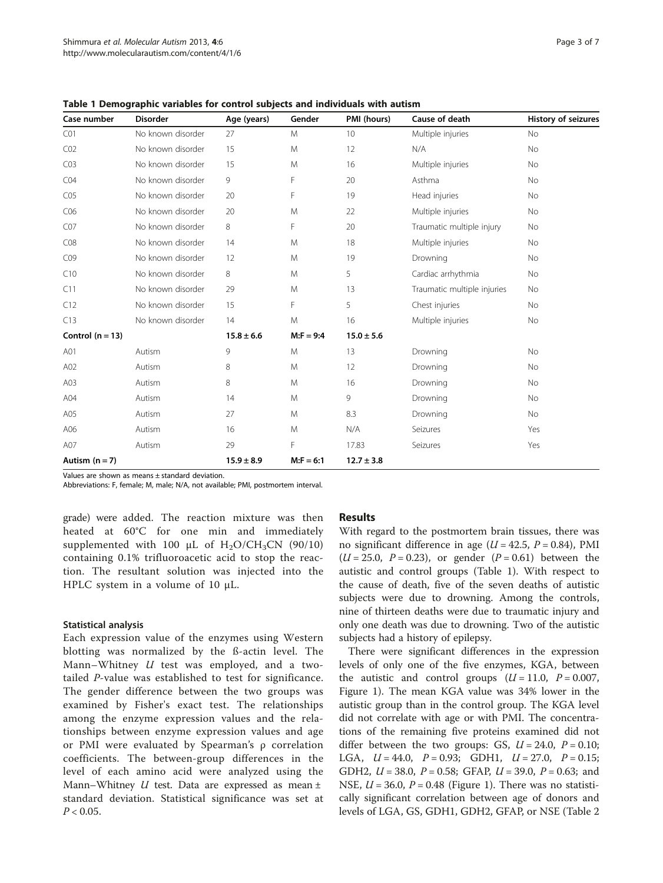**Table 1 Demographic variables for control subjects and individuals with autism**

| Case number | Disorder | Age (years) | Gender | PMI (hours) | Cause of death | History of seizures |
|---|---|---|---|---|---|---|
| C01 | No known disorder | 27 | M | 10 | Multiple injuries | No |
| C02 | No known disorder | 15 | M | 12 | N/A | No |
| C03 | No known disorder | 15 | M | 16 | Multiple injuries | No |
| C04 | No known disorder | 9 | F | 20 | Asthma | No |
| C05 | No known disorder | 20 | F | 19 | Head injuries | No |
| C06 | No known disorder | 20 | M | 22 | Multiple injuries | No |
| C07 | No known disorder | 8 | F | 20 | Traumatic multiple injury | No |
| C08 | No known disorder | 14 | M | 18 | Multiple injuries | No |
| C09 | No known disorder | 12 | M | 19 | Drowning | No |
| C10 | No known disorder | 8 | M | 5 | Cardiac arrhythmia | No |
| C11 | No known disorder | 29 | M | 13 | Traumatic multiple injuries | No |
| C12 | No known disorder | 15 | F | 5 | Chest injuries | No |
| C13 | No known disorder | 14 | M | 16 | Multiple injuries | No |
| **Control (n = 13)** | | **15.8 ± 6.6** | **M:F = 9:4** | **15.0 ± 5.6** | | |
| A01 | Autism | 9 | M | 13 | Drowning | No |
| A02 | Autism | 8 | M | 12 | Drowning | No |
| A03 | Autism | 8 | M | 16 | Drowning | No |
| A04 | Autism | 14 | M | 9 | Drowning | No |
| A05 | Autism | 27 | M | 8.3 | Drowning | No |
| A06 | Autism | 16 | M | N/A | Seizures | Yes |
| A07 | Autism | 29 | F | 17.83 | Seizures | Yes |
| **Autism (n = 7)** | | **15.9 ± 8.9** | **M:F = 6:1** | **12.7 ± 3.8** | | |

Values are shown as means ± standard deviation.
Abbreviations: F, female; M, male; N/A, not available; PMI, postmortem interval.

grade) were added. The reaction mixture was then heated at 60°C for one min and immediately supplemented with 100 μL of $H_2O/CH_3CN$ (90/10) containing 0.1% trifluoroacetic acid to stop the reaction. The resultant solution was injected into the HPLC system in a volume of 10 μL.

### Statistical analysis

Each expression value of the enzymes using Western blotting was normalized by the ß-actin level. The Mann–Whitney *U* test was employed, and a two-tailed *P*-value was established to test for significance. The gender difference between the two groups was examined by Fisher's exact test. The relationships among the enzyme expression values and the relationships between enzyme expression values and age or PMI were evaluated by Spearman's ρ correlation coefficients. The between-group differences in the level of each amino acid were analyzed using the Mann–Whitney *U* test. Data are expressed as mean ± standard deviation. Statistical significance was set at $P < 0.05$.

## Results

With regard to the postmortem brain tissues, there was no significant difference in age ($U = 42.5$, $P = 0.84$), PMI ($U = 25.0$, $P = 0.23$), or gender ($P = 0.61$) between the autistic and control groups (Table 1). With respect to the cause of death, five of the seven deaths of autistic subjects were due to drowning. Among the controls, nine of thirteen deaths were due to traumatic injury and only one death was due to drowning. Two of the autistic subjects had a history of epilepsy.

There were significant differences in the expression levels of only one of the five enzymes, KGA, between the autistic and control groups ($U = 11.0$, $P = 0.007$, Figure 1). The mean KGA value was 34% lower in the autistic group than in the control group. The KGA level did not correlate with age or with PMI. The concentrations of the remaining five proteins examined did not differ between the two groups: GS, $U = 24.0$, $P = 0.10$; LGA, $U = 44.0$, $P = 0.93$; GDH1, $U = 27.0$, $P = 0.15$; GDH2, $U = 38.0$, $P = 0.58$; GFAP, $U = 39.0$, $P = 0.63$; and NSE, $U = 36.0$, $P = 0.48$ (Figure 1). There was no statistically significant correlation between age of donors and levels of LGA, GS, GDH1, GDH2, GFAP, or NSE (Table 2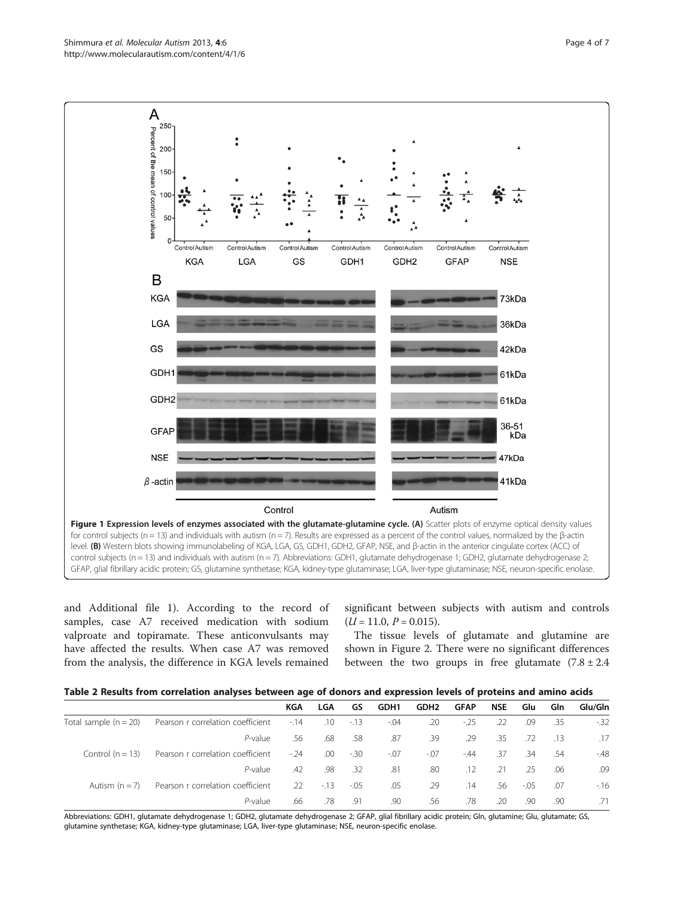**Figure 1 Expression levels of enzymes associated with the glutamate-glutamine cycle. (A)** Scatter plots of enzyme optical density values for control subjects (n = 13) and individuals with autism (n = 7). Results are expressed as a percent of the control values, normalized by the β-actin level. **(B)** Western blots showing immunolabeling of KGA, LGA, GS, GDH1, GDH2, GFAP, NSE, and β-actin in the anterior cingulate cortex (ACC) of control subjects (n = 13) and individuals with autism (n = 7). Abbreviations: GDH1, glutamate dehydrogenase 1; GDH2, glutamate dehydrogenase 2; GFAP, glial fibrillary acidic protein; GS, glutamine synthetase; KGA, kidney-type glutaminase; LGA, liver-type glutaminase; NSE, neuron-specific enolase.

and Additional file 1). According to the record of samples, case A7 received medication with sodium valproate and topiramate. These anticonvulsants may have affected the results. When case A7 was removed from the analysis, the difference in KGA levels remained significant between subjects with autism and controls ($U = 11.0$, $P = 0.015$).

The tissue levels of glutamate and glutamine are shown in Figure 2. There were no significant differences between the two groups in free glutamate (7.8 ± 2.4

**Table 2 Results from correlation analyses between age of donors and expression levels of proteins and amino acids**

| | | KGA | LGA | GS | GDH1 | GDH2 | GFAP | NSE | Glu | Gln | Glu/Gln |
|---|---|---|---|---|---|---|---|---|---|---|---|
| Total sample (n = 20) | Pearson r correlation coefficient | -.14 | .10 | -.13 | -.04 | .20 | -.25 | .22 | .09 | .35 | -.32 |
| | *P*-value | .56 | .68 | .58 | .87 | .39 | .29 | .35 | .72 | .13 | .17 |
| Control (n = 13) | Pearson r correlation coefficient | -.24 | .00 | -.30 | -.07 | -.07 | -.44 | .37 | .34 | .54 | -.48 |
| | *P*-value | .42 | .98 | .32 | .81 | .80 | .12 | .21 | .25 | .06 | .09 |
| Autism (n = 7) | Pearson r correlation coefficient | .22 | -.13 | -.05 | .05 | .29 | .14 | .56 | -.05 | .07 | -.16 |
| | *P*-value | .66 | .78 | .91 | .90 | .56 | .78 | .20 | .90 | .90 | .71 |

Abbreviations: GDH1, glutamate dehydrogenase 1; GDH2, glutamate dehydrogenase 2; GFAP, glial fibrillary acidic protein; Gln, glutamine; Glu, glutamate; GS, glutamine synthetase; KGA, kidney-type glutaminase; LGA, liver-type glutaminase; NSE, neuron-specific enolase.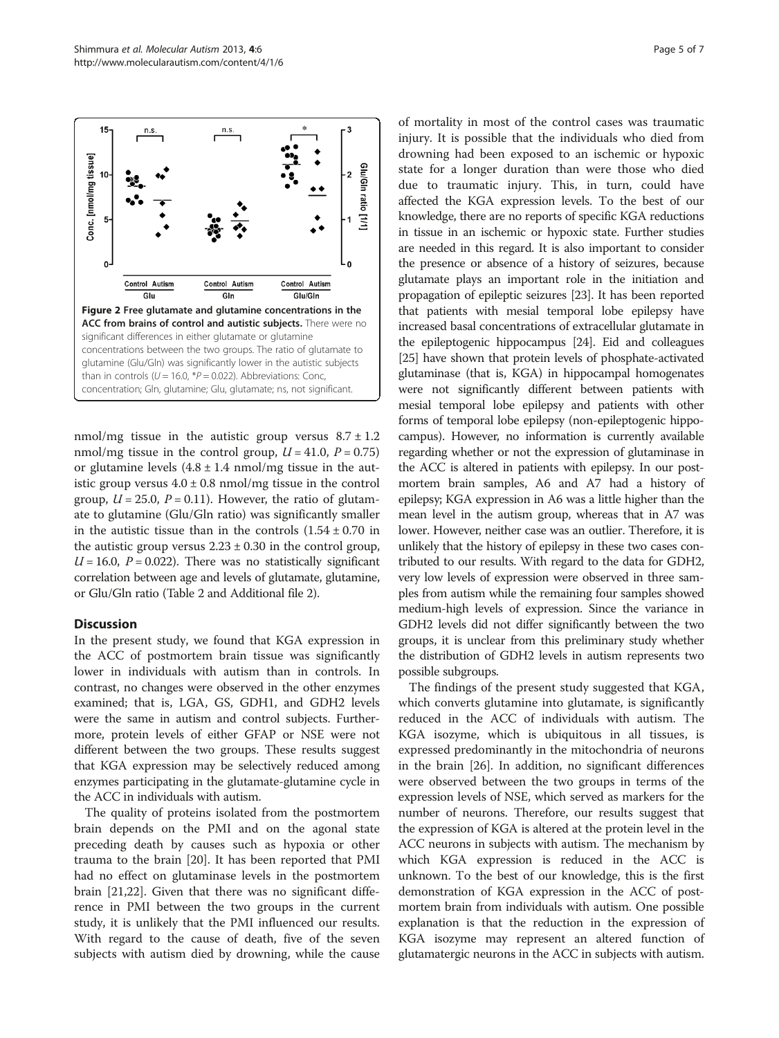**Figure 2 Free glutamate and glutamine concentrations in the ACC from brains of control and autistic subjects.** There were no significant differences in either glutamate or glutamine concentrations between the two groups. The ratio of glutamate to glutamine (Glu/Gln) was significantly lower in the autistic subjects than in controls ($U = 16.0$, $*P = 0.022$). Abbreviations: Conc, concentration; Gln, glutamine; Glu, glutamate; ns, not significant.

nmol/mg tissue in the autistic group versus $8.7 \pm 1.2$ nmol/mg tissue in the control group, $U = 41.0$, $P = 0.75$) or glutamine levels ($4.8 \pm 1.4$ nmol/mg tissue in the autistic group versus $4.0 \pm 0.8$ nmol/mg tissue in the control group, $U = 25.0$, $P = 0.11$). However, the ratio of glutamate to glutamine (Glu/Gln ratio) was significantly smaller in the autistic tissue than in the controls ($1.54 \pm 0.70$ in the autistic group versus $2.23 \pm 0.30$ in the control group, $U = 16.0$, $P = 0.022$). There was no statistically significant correlation between age and levels of glutamate, glutamine, or Glu/Gln ratio (Table 2 and Additional file 2).

## Discussion

In the present study, we found that KGA expression in the ACC of postmortem brain tissue was significantly lower in individuals with autism than in controls. In contrast, no changes were observed in the other enzymes examined; that is, LGA, GS, GDH1, and GDH2 levels were the same in autism and control subjects. Furthermore, protein levels of either GFAP or NSE were not different between the two groups. These results suggest that KGA expression may be selectively reduced among enzymes participating in the glutamate-glutamine cycle in the ACC in individuals with autism.

The quality of proteins isolated from the postmortem brain depends on the PMI and on the agonal state preceding death by causes such as hypoxia or other trauma to the brain [20]. It has been reported that PMI had no effect on glutaminase levels in the postmortem brain [21,22]. Given that there was no significant difference in PMI between the two groups in the current study, it is unlikely that the PMI influenced our results. With regard to the cause of death, five of the seven subjects with autism died by drowning, while the cause of mortality in most of the control cases was traumatic injury. It is possible that the individuals who died from drowning had been exposed to an ischemic or hypoxic state for a longer duration than were those who died due to traumatic injury. This, in turn, could have affected the KGA expression levels. To the best of our knowledge, there are no reports of specific KGA reductions in tissue in an ischemic or hypoxic state. Further studies are needed in this regard. It is also important to consider the presence or absence of a history of seizures, because glutamate plays an important role in the initiation and propagation of epileptic seizures [23]. It has been reported that patients with mesial temporal lobe epilepsy have increased basal concentrations of extracellular glutamate in the epileptogenic hippocampus [24]. Eid and colleagues [25] have shown that protein levels of phosphate-activated glutaminase (that is, KGA) in hippocampal homogenates were not significantly different between patients with mesial temporal lobe epilepsy and patients with other forms of temporal lobe epilepsy (non-epileptogenic hippocampus). However, no information is currently available regarding whether or not the expression of glutaminase in the ACC is altered in patients with epilepsy. In our postmortem brain samples, A6 and A7 had a history of epilepsy; KGA expression in A6 was a little higher than the mean level in the autism group, whereas that in A7 was lower. However, neither case was an outlier. Therefore, it is unlikely that the history of epilepsy in these two cases contributed to our results. With regard to the data for GDH2, very low levels of expression were observed in three samples from autism while the remaining four samples showed medium-high levels of expression. Since the variance in GDH2 levels did not differ significantly between the two groups, it is unclear from this preliminary study whether the distribution of GDH2 levels in autism represents two possible subgroups.

The findings of the present study suggested that KGA, which converts glutamine into glutamate, is significantly reduced in the ACC of individuals with autism. The KGA isozyme, which is ubiquitous in all tissues, is expressed predominantly in the mitochondria of neurons in the brain [26]. In addition, no significant differences were observed between the two groups in terms of the expression levels of NSE, which served as markers for the number of neurons. Therefore, our results suggest that the expression of KGA is altered at the protein level in the ACC neurons in subjects with autism. The mechanism by which KGA expression is reduced in the ACC is unknown. To the best of our knowledge, this is the first demonstration of KGA expression in the ACC of postmortem brain from individuals with autism. One possible explanation is that the reduction in the expression of KGA isozyme may represent an altered function of glutamatergic neurons in the ACC in subjects with autism.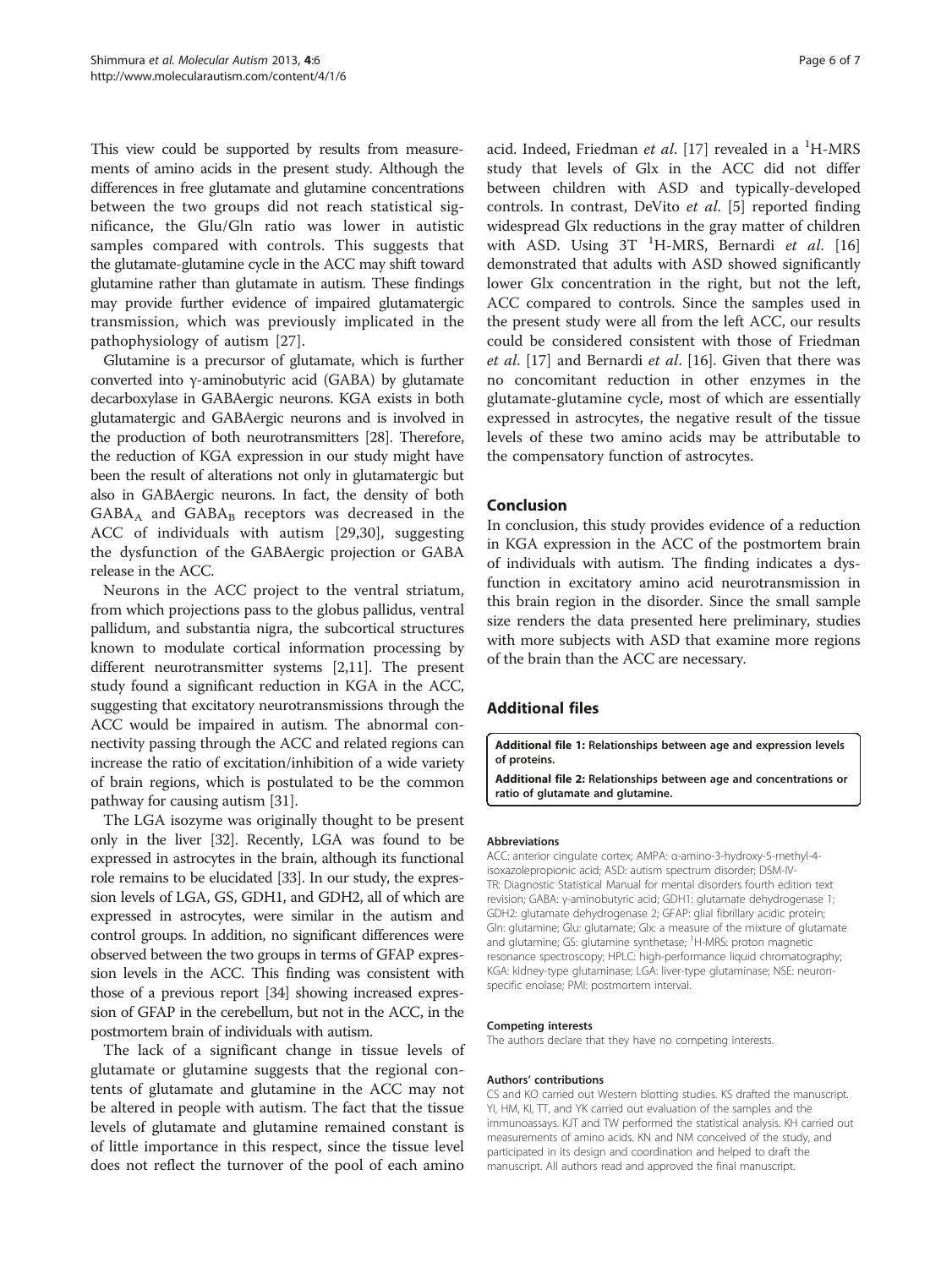This view could be supported by results from measurements of amino acids in the present study. Although the differences in free glutamate and glutamine concentrations between the two groups did not reach statistical significance, the Glu/Gln ratio was lower in autistic samples compared with controls. This suggests that the glutamate-glutamine cycle in the ACC may shift toward glutamine rather than glutamate in autism. These findings may provide further evidence of impaired glutamatergic transmission, which was previously implicated in the pathophysiology of autism [27].

Glutamine is a precursor of glutamate, which is further converted into γ-aminobutyric acid (GABA) by glutamate decarboxylase in GABAergic neurons. KGA exists in both glutamatergic and GABAergic neurons and is involved in the production of both neurotransmitters [28]. Therefore, the reduction of KGA expression in our study might have been the result of alterations not only in glutamatergic but also in GABAergic neurons. In fact, the density of both $GABA_A$ and $GABA_B$ receptors was decreased in the ACC of individuals with autism [29,30], suggesting the dysfunction of the GABAergic projection or GABA release in the ACC.

Neurons in the ACC project to the ventral striatum, from which projections pass to the globus pallidus, ventral pallidum, and substantia nigra, the subcortical structures known to modulate cortical information processing by different neurotransmitter systems [2,11]. The present study found a significant reduction in KGA in the ACC, suggesting that excitatory neurotransmissions through the ACC would be impaired in autism. The abnormal connectivity passing through the ACC and related regions can increase the ratio of excitation/inhibition of a wide variety of brain regions, which is postulated to be the common pathway for causing autism [31].

The LGA isozyme was originally thought to be present only in the liver [32]. Recently, LGA was found to be expressed in astrocytes in the brain, although its functional role remains to be elucidated [33]. In our study, the expression levels of LGA, GS, GDH1, and GDH2, all of which are expressed in astrocytes, were similar in the autism and control groups. In addition, no significant differences were observed between the two groups in terms of GFAP expression levels in the ACC. This finding was consistent with those of a previous report [34] showing increased expression of GFAP in the cerebellum, but not in the ACC, in the postmortem brain of individuals with autism.

The lack of a significant change in tissue levels of glutamate or glutamine suggests that the regional contents of glutamate and glutamine in the ACC may not be altered in people with autism. The fact that the tissue levels of glutamate and glutamine remained constant is of little importance in this respect, since the tissue level does not reflect the turnover of the pool of each amino acid. Indeed, Friedman *et al.* [17] revealed in a $^{1}$H-MRS study that levels of Glx in the ACC did not differ between children with ASD and typically-developed controls. In contrast, DeVito *et al.* [5] reported finding widespread Glx reductions in the gray matter of children with ASD. Using 3T $^{1}$H-MRS, Bernardi *et al.* [16] demonstrated that adults with ASD showed significantly lower Glx concentration in the right, but not the left, ACC compared to controls. Since the samples used in the present study were all from the left ACC, our results could be considered consistent with those of Friedman *et al.* [17] and Bernardi *et al.* [16]. Given that there was no concomitant reduction in other enzymes in the glutamate-glutamine cycle, most of which are essentially expressed in astrocytes, the negative result of the tissue levels of these two amino acids may be attributable to the compensatory function of astrocytes.

## Conclusion

In conclusion, this study provides evidence of a reduction in KGA expression in the ACC of the postmortem brain of individuals with autism. The finding indicates a dysfunction in excitatory amino acid neurotransmission in this brain region in the disorder. Since the small sample size renders the data presented here preliminary, studies with more subjects with ASD that examine more regions of the brain than the ACC are necessary.

## Additional files

**Additional file 1:** Relationships between age and expression levels of proteins.

**Additional file 2:** Relationships between age and concentrations or ratio of glutamate and glutamine.

#### Abbreviations

ACC: anterior cingulate cortex; AMPA: α-amino-3-hydroxy-5-methyl-4-isoxazolepropionic acid; ASD: autism spectrum disorder; DSM-IV-TR: Diagnostic Statistical Manual for mental disorders fourth edition text revision; GABA: γ-aminobutyric acid; GDH1: glutamate dehydrogenase 1; GDH2: glutamate dehydrogenase 2; GFAP: glial fibrillary acidic protein; Gln: glutamine; Glu: glutamate; Glx: a measure of the mixture of glutamate and glutamine; GS: glutamine synthetase; $^{1}$H-MRS: proton magnetic resonance spectroscopy; HPLC: high-performance liquid chromatography; KGA: kidney-type glutaminase; LGA: liver-type glutaminase; NSE: neuron-specific enolase; PMI: postmortem interval.

#### Competing interests

The authors declare that they have no competing interests.

#### Authors' contributions

CS and KO carried out Western blotting studies. KS drafted the manuscript. YI, HM, KI, TT, and YK carried out evaluation of the samples and the immunoassays. KJT and TW performed the statistical analysis. KH carried out measurements of amino acids. KN and NM conceived of the study, and participated in its design and coordination and helped to draft the manuscript. All authors read and approved the final manuscript.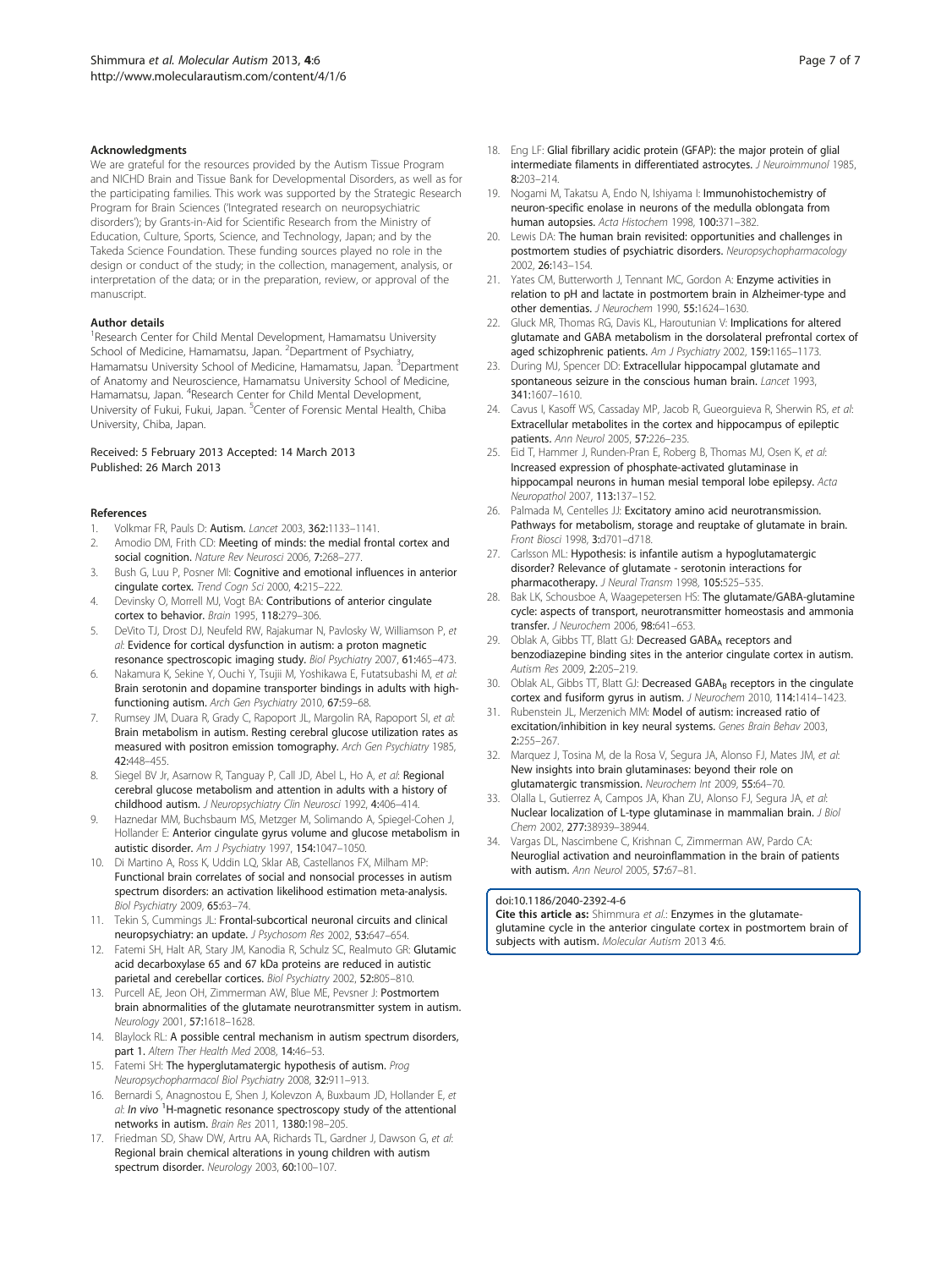### Acknowledgments

We are grateful for the resources provided by the Autism Tissue Program and NICHD Brain and Tissue Bank for Developmental Disorders, as well as for the participating families. This work was supported by the Strategic Research Program for Brain Sciences ('Integrated research on neuropsychiatric disorders'); by Grants-in-Aid for Scientific Research from the Ministry of Education, Culture, Sports, Science, and Technology, Japan; and by the Takeda Science Foundation. These funding sources played no role in the design or conduct of the study; in the collection, management, analysis, or interpretation of the data; or in the preparation, review, or approval of the manuscript.

### Author details

[1]Research Center for Child Mental Development, Hamamatsu University School of Medicine, Hamamatsu, Japan. [2]Department of Psychiatry, Hamamatsu University School of Medicine, Hamamatsu, Japan. [3]Department of Anatomy and Neuroscience, Hamamatsu University School of Medicine, Hamamatsu, Japan. [4]Research Center for Child Mental Development, University of Fukui, Fukui, Japan. [5]Center of Forensic Mental Health, Chiba University, Chiba, Japan.

Received: 5 February 2013 Accepted: 14 March 2013
Published: 26 March 2013

### References

1. Volkmar FR, Pauls D: **Autism.** *Lancet* 2003, **362:**1133–1141.
2. Amodio DM, Frith CD: **Meeting of minds: the medial frontal cortex and social cognition.** *Nature Rev Neurosci* 2006, **7:**268–277.
3. Bush G, Luu P, Posner MI: **Cognitive and emotional influences in anterior cingulate cortex.** *Trend Cogn Sci* 2000, **4:**215–222.
4. Devinsky O, Morrell MJ, Vogt BA: **Contributions of anterior cingulate cortex to behavior.** *Brain* 1995, **118:**279–306.
5. DeVito TJ, Drost DJ, Neufeld RW, Rajakumar N, Pavlosky W, Williamson P, *et al*: **Evidence for cortical dysfunction in autism: a proton magnetic resonance spectroscopic imaging study.** *Biol Psychiatry* 2007, **61:**465–473.
6. Nakamura K, Sekine Y, Ouchi Y, Tsujii M, Yoshikawa E, Futatsubashi M, *et al*: **Brain serotonin and dopamine transporter bindings in adults with high-functioning autism.** *Arch Gen Psychiatry* 2010, **67:**59–68.
7. Rumsey JM, Duara R, Grady C, Rapoport JL, Margolin RA, Rapoport SI, *et al*: **Brain metabolism in autism. Resting cerebral glucose utilization rates as measured with positron emission tomography.** *Arch Gen Psychiatry* 1985, **42:**448–455.
8. Siegel BV Jr, Asarnow R, Tanguay P, Call JD, Abel L, Ho A, *et al*: **Regional cerebral glucose metabolism and attention in adults with a history of childhood autism.** *J Neuropsychiatry Clin Neurosci* 1992, **4:**406–414.
9. Haznedar MM, Buchsbaum MS, Metzger M, Solimando A, Spiegel-Cohen J, Hollander E: **Anterior cingulate gyrus volume and glucose metabolism in autistic disorder.** *Am J Psychiatry* 1997, **154:**1047–1050.
10. Di Martino A, Ross K, Uddin LQ, Sklar AB, Castellanos FX, Milham MP: **Functional brain correlates of social and nonsocial processes in autism spectrum disorders: an activation likelihood estimation meta-analysis.** *Biol Psychiatry* 2009, **65:**63–74.
11. Tekin S, Cummings JL: **Frontal-subcortical neuronal circuits and clinical neuropsychiatry: an update.** *J Psychosom Res* 2002, **53:**647–654.
12. Fatemi SH, Halt AR, Stary JM, Kanodia R, Schulz SC, Realmuto GR: **Glutamic acid decarboxylase 65 and 67 kDa proteins are reduced in autistic parietal and cerebellar cortices.** *Biol Psychiatry* 2002, **52:**805–810.
13. Purcell AE, Jeon OH, Zimmerman AW, Blue ME, Pevsner J: **Postmortem brain abnormalities of the glutamate neurotransmitter system in autism.** *Neurology* 2001, **57:**1618–1628.
14. Blaylock RL: **A possible central mechanism in autism spectrum disorders, part 1.** *Altern Ther Health Med* 2008, **14:**46–53.
15. Fatemi SH: **The hyperglutamatergic hypothesis of autism.** *Prog Neuropsychopharmacol Biol Psychiatry* 2008, **32:**911–913.
16. Bernardi S, Anagnostou E, Shen J, Kolevzon A, Buxbaum JD, Hollander E, *et al*: ***In vivo*** **[1]H-magnetic resonance spectroscopy study of the attentional networks in autism.** *Brain Res* 2011, **1380:**198–205.
17. Friedman SD, Shaw DW, Artru AA, Richards TL, Gardner J, Dawson G, *et al*: **Regional brain chemical alterations in young children with autism spectrum disorder.** *Neurology* 2003, **60:**100–107.
18. Eng LF: **Glial fibrillary acidic protein (GFAP): the major protein of glial intermediate filaments in differentiated astrocytes.** *J Neuroimmunol* 1985, **8:**203–214.
19. Nogami M, Takatsu A, Endo N, Ishiyama I: **Immunohistochemistry of neuron-specific enolase in neurons of the medulla oblongata from human autopsies.** *Acta Histochem* 1998, **100:**371–382.
20. Lewis DA: **The human brain revisited: opportunities and challenges in postmortem studies of psychiatric disorders.** *Neuropsychopharmacology* 2002, **26:**143–154.
21. Yates CM, Butterworth J, Tennant MC, Gordon A: **Enzyme activities in relation to pH and lactate in postmortem brain in Alzheimer-type and other dementias.** *J Neurochem* 1990, **55:**1624–1630.
22. Gluck MR, Thomas RG, Davis KL, Haroutunian V: **Implications for altered glutamate and GABA metabolism in the dorsolateral prefrontal cortex of aged schizophrenic patients.** *Am J Psychiatry* 2002, **159:**1165–1173.
23. During MJ, Spencer DD: **Extracellular hippocampal glutamate and spontaneous seizure in the conscious human brain.** *Lancet* 1993, **341:**1607–1610.
24. Cavus I, Kasoff WS, Cassaday MP, Jacob R, Gueorguieva R, Sherwin RS, *et al*: **Extracellular metabolites in the cortex and hippocampus of epileptic patients.** *Ann Neurol* 2005, **57:**226–235.
25. Eid T, Hammer J, Runden-Pran E, Roberg B, Thomas MJ, Osen K, *et al*: **Increased expression of phosphate-activated glutaminase in hippocampal neurons in human mesial temporal lobe epilepsy.** *Acta Neuropathol* 2007, **113:**137–152.
26. Palmada M, Centelles JJ: **Excitatory amino acid neurotransmission. Pathways for metabolism, storage and reuptake of glutamate in brain.** *Front Biosci* 1998, **3:**d701–d718.
27. Carlsson ML: **Hypothesis: is infantile autism a hypoglutamatergic disorder? Relevance of glutamate - serotonin interactions for pharmacotherapy.** *J Neural Transm* 1998, **105:**525–535.
28. Bak LK, Schousboe A, Waagepetersen HS: **The glutamate/GABA-glutamine cycle: aspects of transport, neurotransmitter homeostasis and ammonia transfer.** *J Neurochem* 2006, **98:**641–653.
29. Oblak A, Gibbs TT, Blatt GJ: **Decreased $GABA_A$ receptors and benzodiazepine binding sites in the anterior cingulate cortex in autism.** *Autism Res* 2009, **2:**205–219.
30. Oblak AL, Gibbs TT, Blatt GJ: **Decreased $GABA_B$ receptors in the cingulate cortex and fusiform gyrus in autism.** *J Neurochem* 2010, **114:**1414–1423.
31. Rubenstein JL, Merzenich MM: **Model of autism: increased ratio of excitation/inhibition in key neural systems.** *Genes Brain Behav* 2003, **2:**255–267.
32. Marquez J, Tosina M, de la Rosa V, Segura JA, Alonso FJ, Mates JM, *et al*: **New insights into brain glutaminases: beyond their role on glutamatergic transmission.** *Neurochem Int* 2009, **55:**64–70.
33. Olalla L, Gutierrez A, Campos JA, Khan ZU, Alonso FJ, Segura JA, *et al*: **Nuclear localization of L-type glutaminase in mammalian brain.** *J Biol Chem* 2002, **277:**38939–38944.
34. Vargas DL, Nascimbene C, Krishnan C, Zimmerman AW, Pardo CA: **Neuroglial activation and neuroinflammation in the brain of patients with autism.** *Ann Neurol* 2005, **57:**67–81.

doi:10.1186/2040-2392-4-6
**Cite this article as:** Shimmura *et al.*: Enzymes in the glutamate-glutamine cycle in the anterior cingulate cortex in postmortem brain of subjects with autism. *Molecular Autism* 2013 **4**:6.